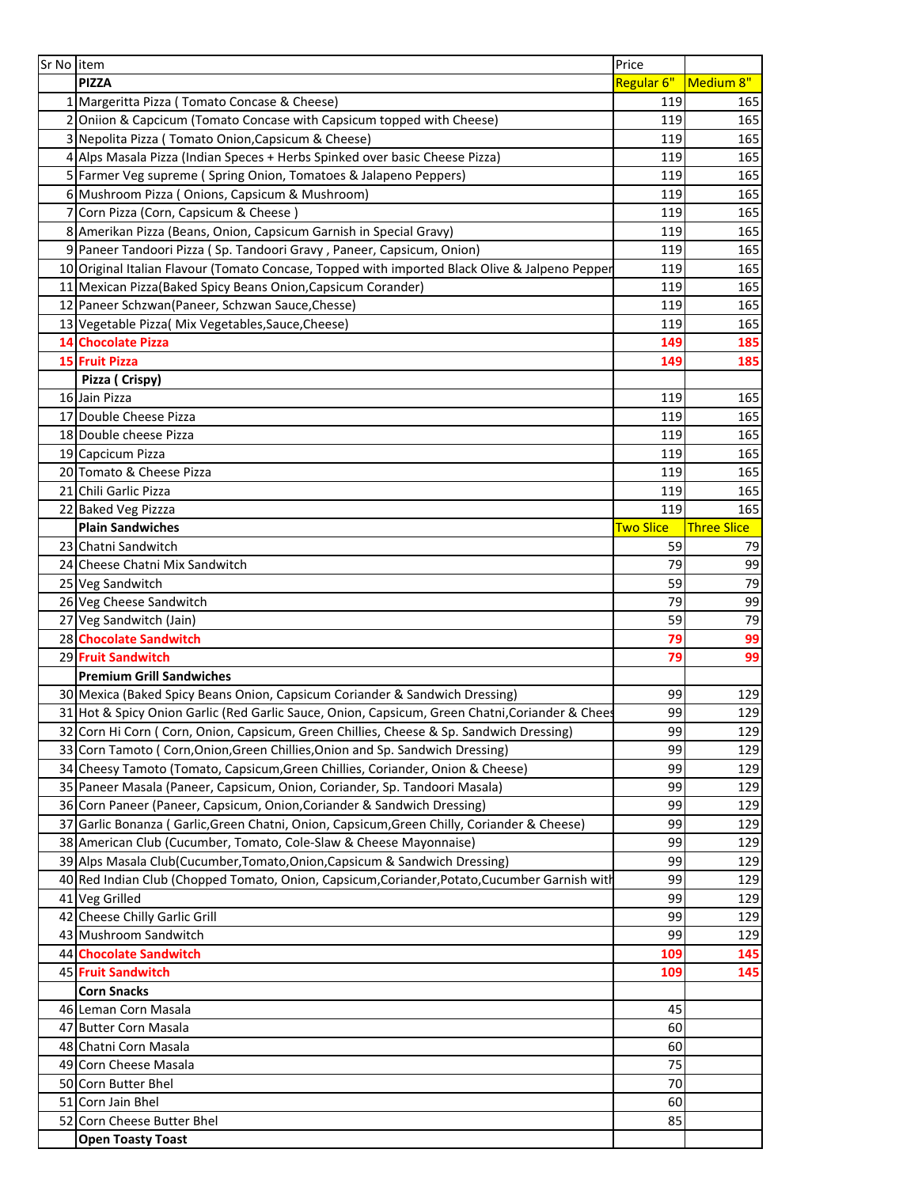| Sr No | item | Price | |
|---|---|---|---|
| | **PIZZA** | Regular 6" | Medium 8" |
| 1 | Margeritta Pizza ( Tomato Concase & Cheese) | 119 | 165 |
| 2 | Oniion & Capcicum (Tomato Concase with Capsicum topped with Cheese) | 119 | 165 |
| 3 | Nepolita Pizza ( Tomato Onion,Capsicum & Cheese) | 119 | 165 |
| 4 | Alps Masala Pizza (Indian Speces + Herbs Spinked over basic Cheese Pizza) | 119 | 165 |
| 5 | Farmer Veg supreme ( Spring Onion, Tomatoes & Jalapeno Peppers) | 119 | 165 |
| 6 | Mushroom Pizza ( Onions, Capsicum & Mushroom) | 119 | 165 |
| 7 | Corn Pizza (Corn, Capsicum & Cheese ) | 119 | 165 |
| 8 | Amerikan Pizza (Beans, Onion, Capsicum Garnish in Special Gravy) | 119 | 165 |
| 9 | Paneer Tandoori Pizza ( Sp. Tandoori Gravy , Paneer, Capsicum, Onion) | 119 | 165 |
| 10 | Original Italian Flavour (Tomato Concase, Topped with imported Black Olive & Jalpeno Pepper | 119 | 165 |
| 11 | Mexican Pizza(Baked Spicy Beans Onion,Capsicum Corander) | 119 | 165 |
| 12 | Paneer Schzwan(Paneer, Schzwan Sauce,Chesse) | 119 | 165 |
| 13 | Vegetable Pizza( Mix Vegetables,Sauce,Cheese) | 119 | 165 |
| **14** | **Chocolate Pizza** | **149** | **185** |
| **15** | **Fruit Pizza** | **149** | **185** |
| | **Pizza ( Crispy)** | | |
| 16 | Jain Pizza | 119 | 165 |
| 17 | Double Cheese Pizza | 119 | 165 |
| 18 | Double cheese Pizza | 119 | 165 |
| 19 | Capcicum Pizza | 119 | 165 |
| 20 | Tomato & Cheese Pizza | 119 | 165 |
| 21 | Chili Garlic Pizza | 119 | 165 |
| 22 | Baked Veg Pizzza | 119 | 165 |
| | **Plain Sandwiches** | Two Slice | Three Slice |
| 23 | Chatni Sandwitch | 59 | 79 |
| 24 | Cheese Chatni Mix Sandwitch | 79 | 99 |
| 25 | Veg Sandwitch | 59 | 79 |
| 26 | Veg Cheese Sandwitch | 79 | 99 |
| 27 | Veg Sandwitch (Jain) | 59 | 79 |
| **28** | **Chocolate Sandwitch** | **79** | **99** |
| **29** | **Fruit Sandwitch** | **79** | **99** |
| | **Premium Grill Sandwiches** | | |
| 30 | Mexica (Baked Spicy Beans Onion, Capsicum Coriander & Sandwich Dressing) | 99 | 129 |
| 31 | Hot & Spicy Onion Garlic (Red Garlic Sauce, Onion, Capsicum, Green Chatni,Coriander & Chees | 99 | 129 |
| 32 | Corn Hi Corn ( Corn, Onion, Capsicum, Green Chillies, Cheese & Sp. Sandwich Dressing) | 99 | 129 |
| 33 | Corn Tamoto ( Corn,Onion,Green Chillies,Onion and Sp. Sandwich Dressing) | 99 | 129 |
| 34 | Cheesy Tamoto (Tomato, Capsicum,Green Chillies, Coriander, Onion & Cheese) | 99 | 129 |
| 35 | Paneer Masala (Paneer, Capsicum, Onion, Coriander, Sp. Tandoori Masala) | 99 | 129 |
| 36 | Corn Paneer (Paneer, Capsicum, Onion,Coriander & Sandwich Dressing) | 99 | 129 |
| 37 | Garlic Bonanza ( Garlic,Green Chatni, Onion, Capsicum,Green Chilly, Coriander & Cheese) | 99 | 129 |
| 38 | American Club (Cucumber, Tomato, Cole-Slaw & Cheese Mayonnaise) | 99 | 129 |
| 39 | Alps Masala Club(Cucumber,Tomato,Onion,Capsicum & Sandwich Dressing) | 99 | 129 |
| 40 | Red Indian Club (Chopped Tomato, Onion, Capsicum,Coriander,Potato,Cucumber Garnish with | 99 | 129 |
| 41 | Veg Grilled | 99 | 129 |
| 42 | Cheese Chilly Garlic Grill | 99 | 129 |
| 43 | Mushroom Sandwitch | 99 | 129 |
| **44** | **Chocolate Sandwitch** | **109** | **145** |
| **45** | **Fruit Sandwitch** | **109** | **145** |
| | **Corn Snacks** | | |
| 46 | Leman Corn Masala | 45 | |
| 47 | Butter Corn Masala | 60 | |
| 48 | Chatni Corn Masala | 60 | |
| 49 | Corn Cheese Masala | 75 | |
| 50 | Corn Butter Bhel | 70 | |
| 51 | Corn Jain Bhel | 60 | |
| 52 | Corn Cheese Butter Bhel | 85 | |
| | **Open Toasty Toast** | | |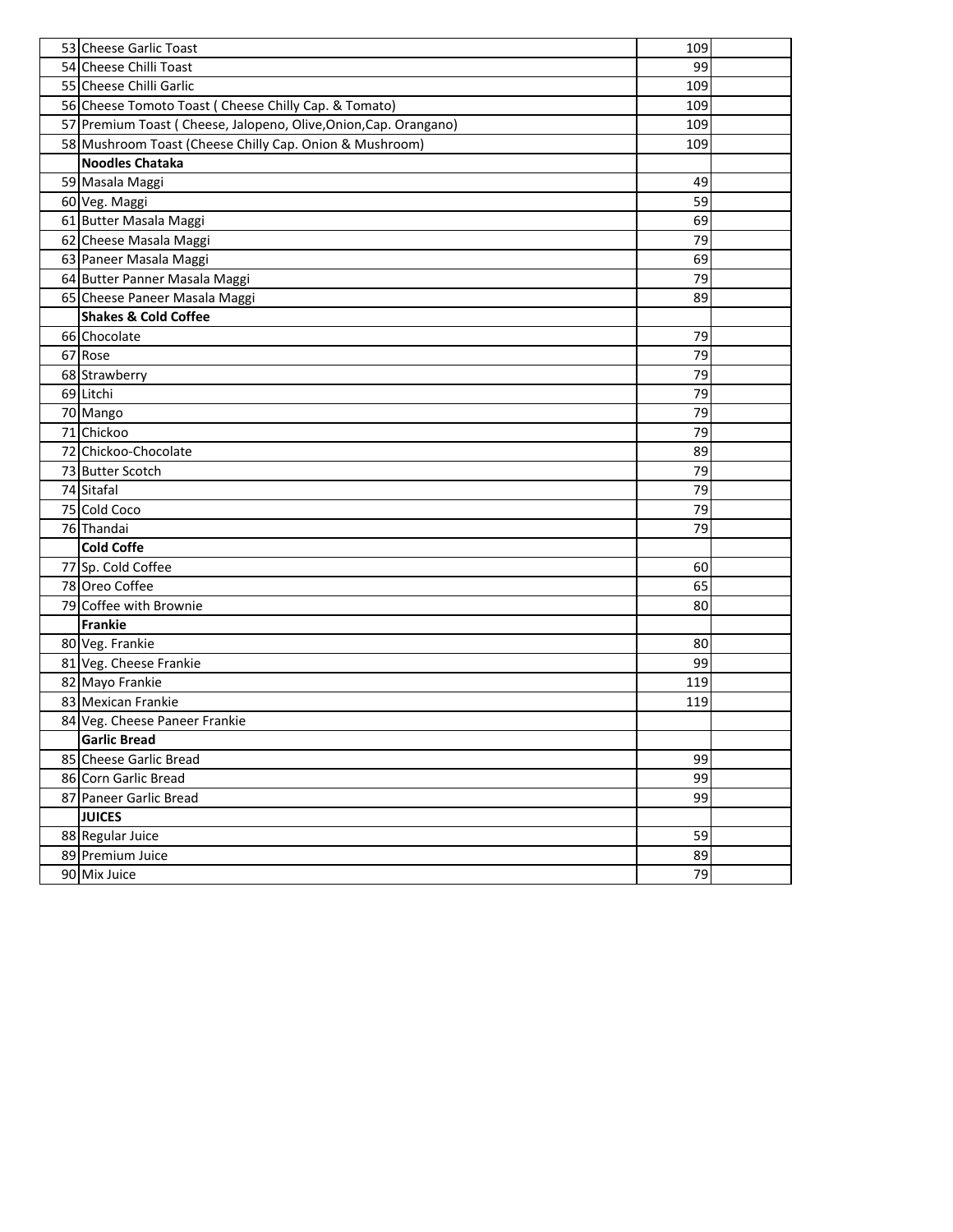| | | | |
|---|---|---|---|
| 53 | Cheese Garlic Toast | 109 | |
| 54 | Cheese Chilli Toast | 99 | |
| 55 | Cheese Chilli Garlic | 109 | |
| 56 | Cheese Tomoto Toast ( Cheese Chilly Cap. & Tomato) | 109 | |
| 57 | Premium Toast ( Cheese, Jalopeno, Olive,Onion,Cap. Orangano) | 109 | |
| 58 | Mushroom Toast (Cheese Chilly Cap. Onion & Mushroom) | 109 | |
| | **Noodles Chataka** | | |
| 59 | Masala Maggi | 49 | |
| 60 | Veg. Maggi | 59 | |
| 61 | Butter Masala Maggi | 69 | |
| 62 | Cheese Masala Maggi | 79 | |
| 63 | Paneer Masala Maggi | 69 | |
| 64 | Butter Panner Masala Maggi | 79 | |
| 65 | Cheese Paneer Masala Maggi | 89 | |
| | **Shakes & Cold Coffee** | | |
| 66 | Chocolate | 79 | |
| 67 | Rose | 79 | |
| 68 | Strawberry | 79 | |
| 69 | Litchi | 79 | |
| 70 | Mango | 79 | |
| 71 | Chickoo | 79 | |
| 72 | Chickoo-Chocolate | 89 | |
| 73 | Butter Scotch | 79 | |
| 74 | Sitafal | 79 | |
| 75 | Cold Coco | 79 | |
| 76 | Thandai | 79 | |
| | **Cold Coffe** | | |
| 77 | Sp. Cold Coffee | 60 | |
| 78 | Oreo Coffee | 65 | |
| 79 | Coffee with Brownie | 80 | |
| | **Frankie** | | |
| 80 | Veg. Frankie | 80 | |
| 81 | Veg. Cheese Frankie | 99 | |
| 82 | Mayo Frankie | 119 | |
| 83 | Mexican Frankie | 119 | |
| 84 | Veg. Cheese Paneer Frankie | | |
| | **Garlic Bread** | | |
| 85 | Cheese Garlic Bread | 99 | |
| 86 | Corn Garlic Bread | 99 | |
| 87 | Paneer Garlic Bread | 99 | |
| | **JUICES** | | |
| 88 | Regular Juice | 59 | |
| 89 | Premium Juice | 89 | |
| 90 | Mix Juice | 79 | |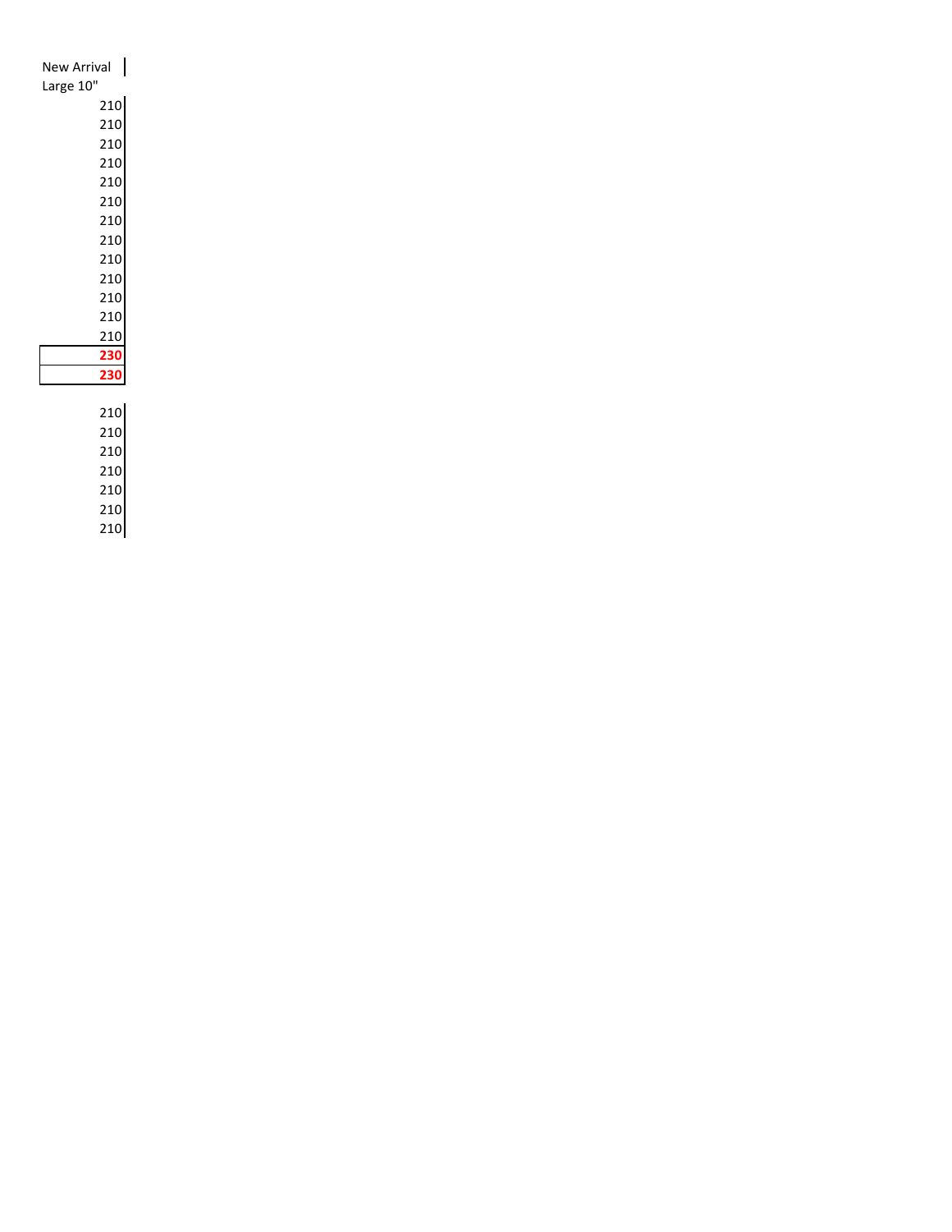| New Arrival Large 10" |
| --- |
| 210 |
| 210 |
| 210 |
| 210 |
| 210 |
| 210 |
| 210 |
| 210 |
| 210 |
| 210 |
| 210 |
| 210 |
| 210 |
| **230** |
| **230** |
| |
| 210 |
| 210 |
| 210 |
| 210 |
| 210 |
| 210 |
| 210 |